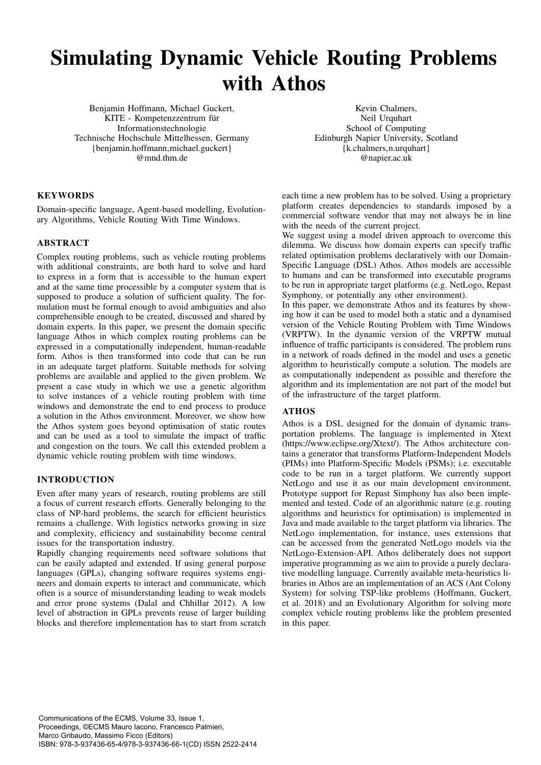# Simulating Dynamic Vehicle Routing Problems with Athos

Benjamin Hoffmann, Michael Guckert,
KITE - Kompetenzzentrum für Informationstechnologie
Technische Hochschule Mittelhessen, Germany
{benjamin.hoffmann,michael.guckert}@mnd.thm.de

Kevin Chalmers,
Neil Urquhart
School of Computing
Edinburgh Napier University, Scotland
{k.chalmers,n.urquhart}@napier.ac.uk

## KEYWORDS

Domain-specific language, Agent-based modelling, Evolutionary Algorithms, Vehicle Routing With Time Windows.

## ABSTRACT

Complex routing problems, such as vehicle routing problems with additional constraints, are both hard to solve and hard to express in a form that is accessible to the human expert and at the same time processible by a computer system that is supposed to produce a solution of sufficient quality. The formulation must be formal enough to avoid ambiguities and also comprehensible enough to be created, discussed and shared by domain experts. In this paper, we present the domain specific language Athos in which complex routing problems can be expressed in a computationally independent, human-readable form. Athos is then transformed into code that can be run in an adequate target platform. Suitable methods for solving problems are available and applied to the given problem. We present a case study in which we use a genetic algorithm to solve instances of a vehicle routing problem with time windows and demonstrate the end to end process to produce a solution in the Athos environment. Moreover, we show how the Athos system goes beyond optimisation of static routes and can be used as a tool to simulate the impact of traffic and congestion on the tours. We call this extended problem a dynamic vehicle routing problem with time windows.

## INTRODUCTION

Even after many years of research, routing problems are still a focus of current research efforts. Generally belonging to the class of NP-hard problems, the search for efficient heuristics remains a challenge. With logistics networks growing in size and complexity, efficiency and sustainability become central issues for the transportation industry.

Rapidly changing requirements need software solutions that can be easily adapted and extended. If using general purpose languages (GPLs), changing software requires systems engineers and domain experts to interact and communicate, which often is a source of misunderstanding leading to weak models and error prone systems (Dalal and Chhillar 2012). A low level of abstraction in GPLs prevents reuse of larger building blocks and therefore implementation has to start from scratch each time a new problem has to be solved. Using a proprietary platform creates dependencies to standards imposed by a commercial software vendor that may not always be in line with the needs of the current project.

We suggest using a model driven approach to overcome this dilemma. We discuss how domain experts can specify traffic related optimisation problems declaratively with our Domain-Specific Language (DSL) Athos. Athos models are accessible to humans and can be transformed into executable programs to be run in appropriate target platforms (e.g. NetLogo, Repast Symphony, or potentially any other environment).

In this paper, we demonstrate Athos and its features by showing how it can be used to model both a static and a dynamised version of the Vehicle Routing Problem with Time Windows (VRPTW). In the dynamic version of the VRPTW mutual influence of traffic participants is considered. The problem runs in a network of roads defined in the model and uses a genetic algorithm to heuristically compute a solution. The models are as computationally independent as possible and therefore the algorithm and its implementation are not part of the model but of the infrastructure of the target platform.

## ATHOS

Athos is a DSL designed for the domain of dynamic transportation problems. The language is implemented in Xtext (https://www.eclipse.org/Xtext/). The Athos architecture contains a generator that transforms Platform-Independent Models (PIMs) into Platform-Specific Models (PSMs); i.e. executable code to be run in a target platform. We currently support NetLogo and use it as our main development environment. Prototype support for Repast Simphony has also been implemented and tested. Code of an algorithmic nature (e.g. routing algorithms and heuristics for optimisation) is implemented in Java and made available to the target platform via libraries. The NetLogo implementation, for instance, uses extensions that can be accessed from the generated NetLogo models via the NetLogo-Extension-API. Athos deliberately does not support imperative programming as we aim to provide a purely declarative modelling language. Currently available meta-heuristics libraries in Athos are an implementation of an ACS (Ant Colony System) for solving TSP-like problems (Hoffmann, Guckert, et al. 2018) and an Evolutionary Algorithm for solving more complex vehicle routing problems like the problem presented in this paper.

Communications of the ECMS, Volume 33, Issue 1,
Proceedings, ©ECMS Mauro Iacono, Francesco Palmieri,
Marco Gribaudo, Massimo Ficco (Editors)
ISBN: 978-3-937436-65-4/978-3-937436-66-1(CD) ISSN 2522-2414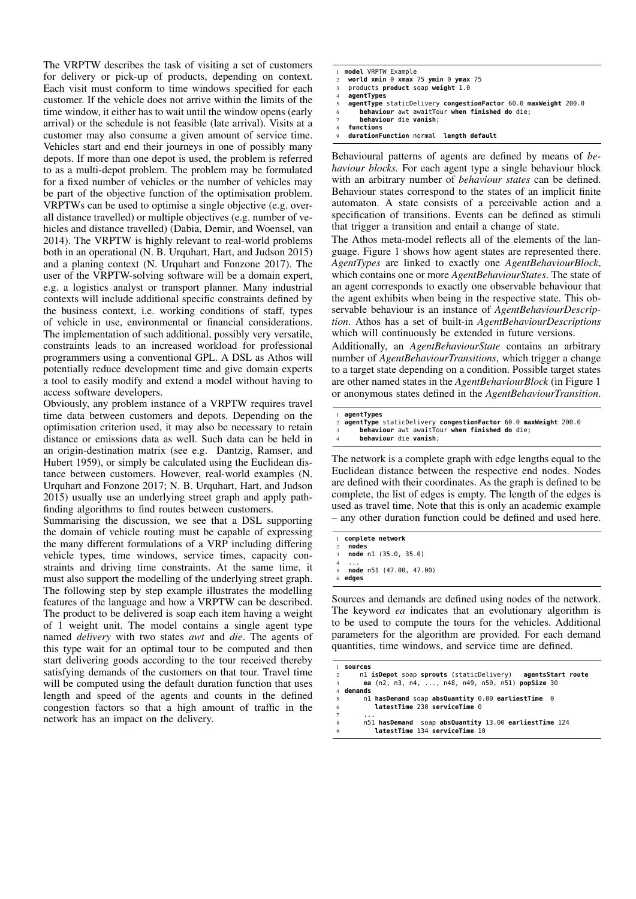The VRPTW describes the task of visiting a set of customers for delivery or pick-up of products, depending on context. Each visit must conform to time windows specified for each customer. If the vehicle does not arrive within the limits of the time window, it either has to wait until the window opens (early arrival) or the schedule is not feasible (late arrival). Visits at a customer may also consume a given amount of service time. Vehicles start and end their journeys in one of possibly many depots. If more than one depot is used, the problem is referred to as a multi-depot problem. The problem may be formulated for a fixed number of vehicles or the number of vehicles may be part of the objective function of the optimisation problem. VRPTWs can be used to optimise a single objective (e.g. overall distance travelled) or multiple objectives (e.g. number of vehicles and distance travelled) (Dabia, Demir, and Woensel, van 2014). The VRPTW is highly relevant to real-world problems both in an operational (N. B. Urquhart, Hart, and Judson 2015) and a planing context (N. Urquhart and Fonzone 2017). The user of the VRPTW-solving software will be a domain expert, e.g. a logistics analyst or transport planner. Many industrial contexts will include additional specific constraints defined by the business context, i.e. working conditions of staff, types of vehicle in use, environmental or financial considerations. The implementation of such additional, possibly very versatile, constraints leads to an increased workload for professional programmers using a conventional GPL. A DSL as Athos will potentially reduce development time and give domain experts a tool to easily modify and extend a model without having to access software developers.

Obviously, any problem instance of a VRPTW requires travel time data between customers and depots. Depending on the optimisation criterion used, it may also be necessary to retain distance or emissions data as well. Such data can be held in an origin-destination matrix (see e.g. Dantzig, Ramser, and Hubert 1959), or simply be calculated using the Euclidean distance between customers. However, real-world examples (N. Urquhart and Fonzone 2017; N. B. Urquhart, Hart, and Judson 2015) usually use an underlying street graph and apply path-finding algorithms to find routes between customers.

Summarising the discussion, we see that a DSL supporting the domain of vehicle routing must be capable of expressing the many different formulations of a VRP including differing vehicle types, time windows, service times, capacity constraints and driving time constraints. At the same time, it must also support the modelling of the underlying street graph. The following step by step example illustrates the modelling features of the language and how a VRPTW can be described. The product to be delivered is soap each item having a weight of 1 weight unit. The model contains a single agent type named *delivery* with two states *awt* and *die*. The agents of this type wait for an optimal tour to be computed and then start delivering goods according to the tour received thereby satisfying demands of the customers on that tour. Travel time will be computed using the default duration function that uses length and speed of the agents and counts in the defined congestion factors so that a high amount of traffic in the network has an impact on the delivery.

```
1 model VRPTW_Example
2  world xmin 0 xmax 75 ymin 0 ymax 75
3  products product soap weight 1.0
4  agentTypes
5  agentType staticDelivery congestionFactor 60.0 maxWeight 200.0
6     behaviour awt awaitTour when finished do die;
7     behaviour die vanish;
8  functions
9  durationFunction normal  length default
```

Behavioural patterns of agents are defined by means of *behaviour blocks.* For each agent type a single behaviour block with an arbitrary number of *behaviour states* can be defined. Behaviour states correspond to the states of an implicit finite automaton. A state consists of a perceivable action and a specification of transitions. Events can be defined as stimuli that trigger a transition and entail a change of state.

The Athos meta-model reflects all of the elements of the language. Figure 1 shows how agent states are represented there. *AgentTypes* are linked to exactly one *AgentBehaviourBlock*, which contains one or more *AgentBehaviourStates*. The state of an agent corresponds to exactly one observable behaviour that the agent exhibits when being in the respective state. This observable behaviour is an instance of *AgentBehaviourDescription*. Athos has a set of built-in *AgentBehaviourDescriptions* which will continuously be extended in future versions.

Additionally, an *AgentBehaviourState* contains an arbitrary number of *AgentBehaviourTransitions*, which trigger a change to a target state depending on a condition. Possible target states are other named states in the *AgentBehaviourBlock* (in Figure 1 or anonymous states defined in the *AgentBehaviourTransition*.

```
1 agentTypes
2 agentType staticDelivery congestionFactor 60.0 maxWeight 200.0
3     behaviour awt awaitTour when finished do die;
4     behaviour die vanish;
```

The network is a complete graph with edge lengths equal to the Euclidean distance between the respective end nodes. Nodes are defined with their coordinates. As the graph is defined to be complete, the list of edges is empty. The length of the edges is used as travel time. Note that this is only an academic example – any other duration function could be defined and used here.

```
1 complete network
2  nodes
3  node n1 (35.0, 35.0)
4  ...
5  node n51 (47.00, 47.00)
6 edges
```

Sources and demands are defined using nodes of the network. The keyword *ea* indicates that an evolutionary algorithm is to be used to compute the tours for the vehicles. Additional parameters for the algorithm are provided. For each demand quantities, time windows, and service time are defined.

```
1 sources
2     n1 isDepot soap sprouts (staticDelivery)   agentsStart route
3      ea (n2, n3, n4, ..., n48, n49, n50, n51) popSize 30
4 demands
5     n1 hasDemand soap absQuantity 0.00 earliestTime  0
6        latestTime 230 serviceTime 0
7     ...
8     n51 hasDemand  soap absQuantity 13.00 earliestTime 124
9        latestTime 134 serviceTime 10
```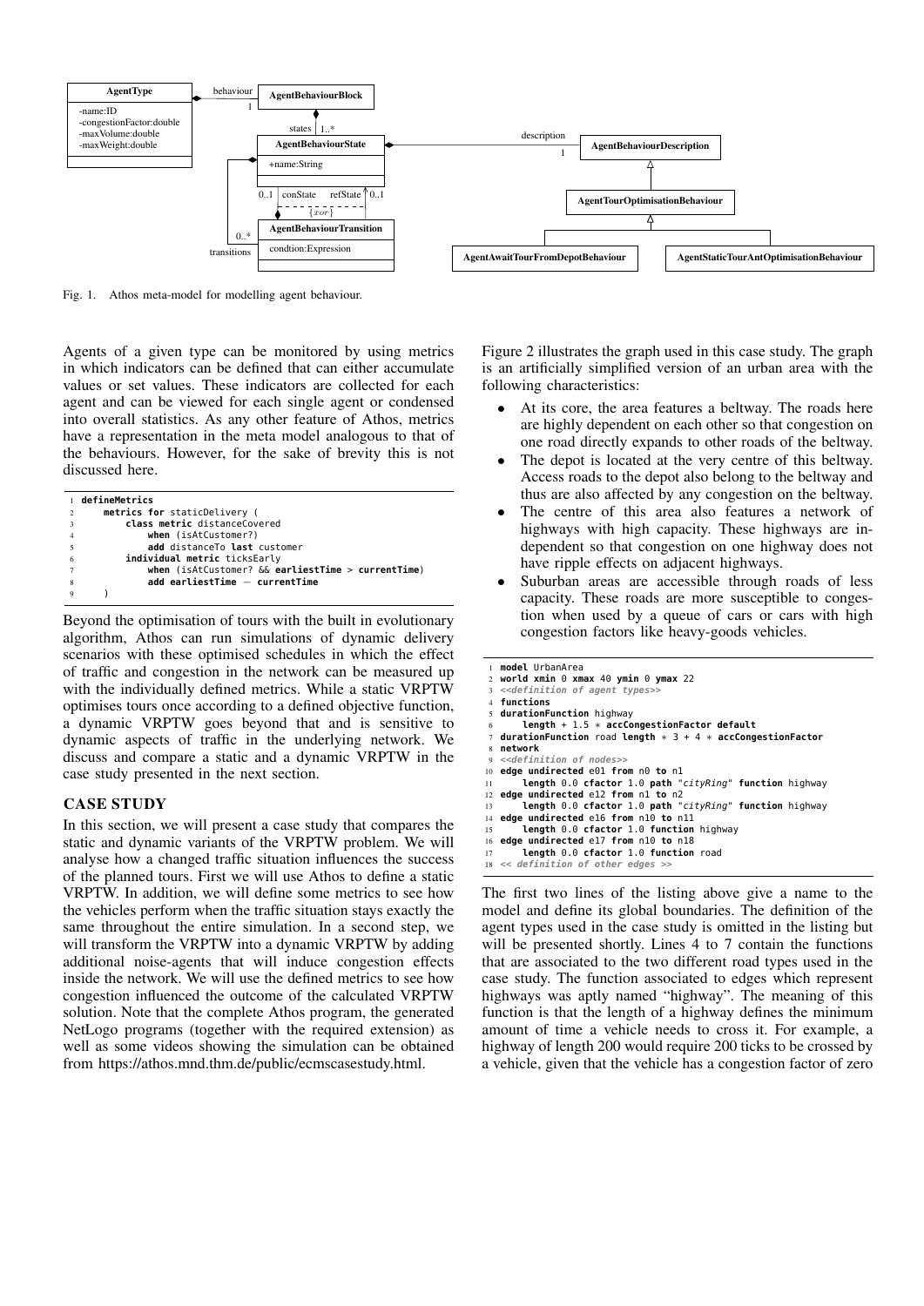AgentType

-name:ID
-congestionFactor:double
-maxVolume:double
-maxWeight:double

behaviour 1

AgentBehaviourBlock

states 1..*

AgentBehaviourState

+name:String

0..1 conState refState 0..1

{xor}

AgentBehaviourTransition

condtion:Expression

0..* transitions

description 1

AgentBehaviourDescription

AgentTourOptimisationBehaviour

AgentAwaitTourFromDepotBehaviour

AgentStaticTourAntOptimisationBehaviour

Fig. 1. Athos meta-model for modelling agent behaviour.

Agents of a given type can be monitored by using metrics in which indicators can be defined that can either accumulate values or set values. These indicators are collected for each agent and can be viewed for each single agent or condensed into overall statistics. As any other feature of Athos, metrics have a representation in the meta model analogous to that of the behaviours. However, for the sake of brevity this is not discussed here.

```
1  defineMetrics
2      metrics for staticDelivery (
3          class metric distanceCovered
4              when (isAtCustomer?)
5              add distanceTo last customer
6          individual metric ticksEarly
7              when (isAtCustomer? && earliestTime > currentTime)
8              add earliestTime − currentTime
9      )
```

Beyond the optimisation of tours with the built in evolutionary algorithm, Athos can run simulations of dynamic delivery scenarios with these optimised schedules in which the effect of traffic and congestion in the network can be measured up with the individually defined metrics. While a static VRPTW optimises tours once according to a defined objective function, a dynamic VRPTW goes beyond that and is sensitive to dynamic aspects of traffic in the underlying network. We discuss and compare a static and a dynamic VRPTW in the case study presented in the next section.

## CASE STUDY

In this section, we will present a case study that compares the static and dynamic variants of the VRPTW problem. We will analyse how a changed traffic situation influences the success of the planned tours. First we will use Athos to define a static VRPTW. In addition, we will define some metrics to see how the vehicles perform when the traffic situation stays exactly the same throughout the entire simulation. In a second step, we will transform the VRPTW into a dynamic VRPTW by adding additional noise-agents that will induce congestion effects inside the network. We will use the defined metrics to see how congestion influenced the outcome of the calculated VRPTW solution. Note that the complete Athos program, the generated NetLogo programs (together with the required extension) as well as some videos showing the simulation can be obtained from https://athos.mnd.thm.de/public/ecmscasestudy.html.

Figure 2 illustrates the graph used in this case study. The graph is an artificially simplified version of an urban area with the following characteristics:

- At its core, the area features a beltway. The roads here are highly dependent on each other so that congestion on one road directly expands to other roads of the beltway.
- The depot is located at the very centre of this beltway. Access roads to the depot also belong to the beltway and thus are also affected by any congestion on the beltway.
- The centre of this area also features a network of highways with high capacity. These highways are independent so that congestion on one highway does not have ripple effects on adjacent highways.
- Suburban areas are accessible through roads of less capacity. These roads are more susceptible to congestion when used by a queue of cars or cars with high congestion factors like heavy-goods vehicles.

```
1  model UrbanArea
2  world xmin 0 xmax 40 ymin 0 ymax 22
3  <<definition of agent types>>
4  functions
5  durationFunction highway
6      length + 1.5 ∗ accCongestionFactor default
7  durationFunction road length ∗ 3 + 4 ∗ accCongestionFactor
8  network
9  <<definition of nodes>>
10 edge undirected e01 from n0 to n1
11     length 0.0 cfactor 1.0 path "cityRing" function highway
12 edge undirected e12 from n1 to n2
13     length 0.0 cfactor 1.0 path "cityRing" function highway
14 edge undirected e16 from n10 to n11
15     length 0.0 cfactor 1.0 function highway
16 edge undirected e17 from n10 to n18
17     length 0.0 cfactor 1.0 function road
18 << definition of other edges >>
```

The first two lines of the listing above give a name to the model and define its global boundaries. The definition of the agent types used in the case study is omitted in the listing but will be presented shortly. Lines 4 to 7 contain the functions that are associated to the two different road types used in the case study. The function associated to edges which represent highways was aptly named "highway". The meaning of this function is that the length of a highway defines the minimum amount of time a vehicle needs to cross it. For example, a highway of length 200 would require 200 ticks to be crossed by a vehicle, given that the vehicle has a congestion factor of zero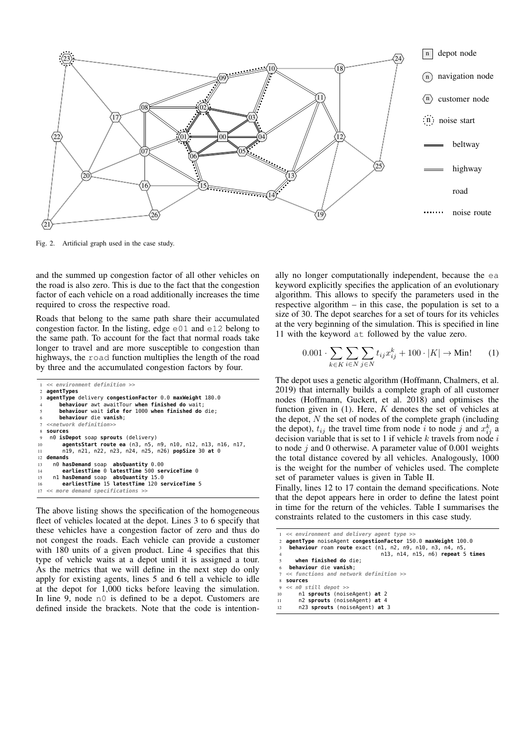depot node
navigation node
customer node
noise start
beltway
highway
road
noise route

Fig. 2. Artificial graph used in the case study.

and the summed up congestion factor of all other vehicles on the road is also zero. This is due to the fact that the congestion factor of each vehicle on a road additionally increases the time required to cross the respective road.

Roads that belong to the same path share their accumulated congestion factor. In the listing, edge `e01` and `e12` belong to the same path. To account for the fact that normal roads take longer to travel and are more susceptible to congestion than highways, the `road` function multiplies the length of the road by three and the accumulated congestion factors by four.

```
1  << environment definition >>
2  agentTypes
3  agentType delivery congestionFactor 0.0 maxWeight 180.0
4      behaviour awt awaitTour when finished do wait;
5      behaviour wait idle for 1000 when finished do die;
6      behaviour die vanish;
7  <<network definition>>
8  sources
9   n0 isDepot soap sprouts (delivery)
10       agentsStart route ea (n3, n5, n9, n10, n12, n13, n16, n17,
11       n19, n21, n22, n23, n24, n25, n26) popSize 30 at 0
12 demands
13   n0 hasDemand soap  absQuantity 0.00
14       earliestTime 0 latestTime 500 serviceTime 0
15   n1 hasDemand soap  absQuantity 15.0
16       earliestTime 15 latestTime 120 serviceTime 5
17 << more demand specifications >>
```

The above listing shows the specification of the homogeneous fleet of vehicles located at the depot. Lines 3 to 6 specify that these vehicles have a congestion factor of zero and thus do not congest the roads. Each vehicle can provide a customer with 180 units of a given product. Line 4 specifies that this type of vehicle waits at a depot until it is assigned a tour. As the metrics that we will define in the next step do only apply for existing agents, lines 5 and 6 tell a vehicle to idle at the depot for 1,000 ticks before leaving the simulation. In line 9, node `n0` is defined to be a depot. Customers are defined inside the brackets. Note that the code is intentionally no longer computationally independent, because the `ea` keyword explicitly specifies the application of an evolutionary algorithm. This allows to specify the parameters used in the respective algorithm – in this case, the population is set to a size of 30. The depot searches for a set of tours for its vehicles at the very beginning of the simulation. This is specified in line 11 with the keyword `at` followed by the value zero.

$$0.001 \cdot \sum_{k \in K} \sum_{i \in N} \sum_{j \in N} t_{ij} x_{ij}^{k} + 100 \cdot |K| \rightarrow \text{Min!} \qquad (1)$$

The depot uses a genetic algorithm (Hoffmann, Chalmers, et al. 2019) that internally builds a complete graph of all customer nodes (Hoffmann, Guckert, et al. 2018) and optimises the function given in (1). Here, $K$ denotes the set of vehicles at the depot, $N$ the set of nodes of the complete graph (including the depot), $t_{ij}$ the travel time from node $i$ to node $j$ and $x_{ij}^{k}$ a decision variable that is set to 1 if vehicle $k$ travels from node $i$ to node $j$ and 0 otherwise. A parameter value of 0.001 weights the total distance covered by all vehicles. Analogously, 1000 is the weight for the number of vehicles used. The complete set of parameter values is given in Table II.

Finally, lines 12 to 17 contain the demand specifications. Note that the depot appears here in order to define the latest point in time for the return of the vehicles. Table I summarises the constraints related to the customers in this case study.

```
1  << environment and delivery agent type >>
2  agentType noiseAgent congestionFactor 150.0 maxWeight 100.0
3   behaviour roam route exact (n1, n2, n9, n10, n3, n4, n5,
4                              n13, n14, n15, n6) repeat 5 times
5      when finished do die;
6   behaviour die vanish;
7  << functions and network definition >>
8  sources
9  << n0 still depot >>
10      n1 sprouts (noiseAgent) at 2
11      n2 sprouts (noiseAgent) at 4
12      n23 sprouts (noiseAgent) at 3
```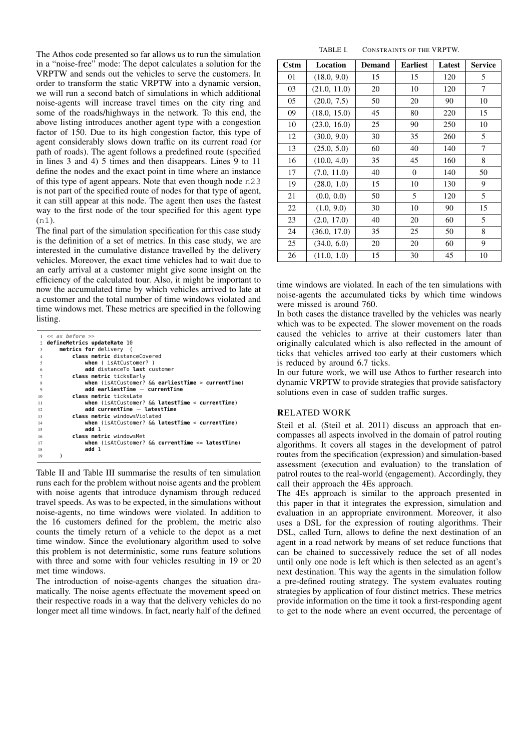The Athos code presented so far allows us to run the simulation in a "noise-free" mode: The depot calculates a solution for the VRPTW and sends out the vehicles to serve the customers. In order to transform the static VRPTW into a dynamic version, we will run a second batch of simulations in which additional noise-agents will increase travel times on the city ring and some of the roads/highways in the network. To this end, the above listing introduces another agent type with a congestion factor of 150. Due to its high congestion factor, this type of agent considerably slows down traffic on its current road (or path of roads). The agent follows a predefined route (specified in lines 3 and 4) 5 times and then disappears. Lines 9 to 11 define the nodes and the exact point in time where an instance of this type of agent appears. Note that even though node n23 is not part of the specified route of nodes for that type of agent, it can still appear at this node. The agent then uses the fastest way to the first node of the tour specified for this agent type (n1).

The final part of the simulation specification for this case study is the definition of a set of metrics. In this case study, we are interested in the cumulative distance travelled by the delivery vehicles. Moreover, the exact time vehicles had to wait due to an early arrival at a customer might give some insight on the efficiency of the calculated tour. Also, it might be important to now the accumulated time by which vehicles arrived to late at a customer and the total number of time windows violated and time windows met. These metrics are specified in the following listing.

```
1  << as before >>
2  defineMetrics updateRate 10
3      metrics for delivery  (
4          class metric distanceCovered
5              when ( isAtCustomer? )
6              add distanceTo last customer
7          class metric ticksEarly
8              when (isAtCustomer? && earliestTime > currentTime)
9              add earliestTime − currentTime
10         class metric ticksLate
11             when (isAtCustomer? && latestTime < currentTime)
12             add currentTime − latestTime
13         class metric windowsViolated
14             when (isAtCustomer? && latestTime < currentTime)
15             add 1
16         class metric windowsMet
17             when (isAtCustomer? && currentTime <= latestTime)
18             add 1
19     )
```

Table II and Table III summarise the results of ten simulation runs each for the problem without noise agents and the problem with noise agents that introduce dynamism through reduced travel speeds. As was to be expected, in the simulations without noise-agents, no time windows were violated. In addition to the 16 customers defined for the problem, the metric also counts the timely return of a vehicle to the depot as a met time window. Since the evolutionary algorithm used to solve this problem is not deterministic, some runs feature solutions with three and some with four vehicles resulting in 19 or 20 met time windows.

The introduction of noise-agents changes the situation dramatically. The noise agents effectuate the movement speed on their respective roads in a way that the delivery vehicles do no longer meet all time windows. In fact, nearly half of the defined

TABLE I. CONSTRAINTS OF THE VRPTW.

| Cstm | Location | Demand | Earliest | Latest | Service |
|---|---|---|---|---|---|
| 01 | (18.0, 9.0) | 15 | 15 | 120 | 5 |
| 03 | (21.0, 11.0) | 20 | 10 | 120 | 7 |
| 05 | (20.0, 7.5) | 50 | 20 | 90 | 10 |
| 09 | (18.0, 15.0) | 45 | 80 | 220 | 15 |
| 10 | (23.0, 16.0) | 25 | 90 | 250 | 10 |
| 12 | (30.0, 9.0) | 30 | 35 | 260 | 5 |
| 13 | (25.0, 5.0) | 60 | 40 | 140 | 7 |
| 16 | (10.0, 4.0) | 35 | 45 | 160 | 8 |
| 17 | (7.0, 11.0) | 40 | 0 | 140 | 50 |
| 19 | (28.0, 1.0) | 15 | 10 | 130 | 9 |
| 21 | (0.0, 0.0) | 50 | 5 | 120 | 5 |
| 22 | (1.0, 9.0) | 30 | 10 | 90 | 15 |
| 23 | (2.0, 17.0) | 40 | 20 | 60 | 5 |
| 24 | (36.0, 17.0) | 35 | 25 | 50 | 8 |
| 25 | (34.0, 6.0) | 20 | 20 | 60 | 9 |
| 26 | (11.0, 1.0) | 15 | 30 | 45 | 10 |

time windows are violated. In each of the ten simulations with noise-agents the accumulated ticks by which time windows were missed is around 760.

In both cases the distance travelled by the vehicles was nearly which was to be expected. The slower movement on the roads caused the vehicles to arrive at their customers later than originally calculated which is also reflected in the amount of ticks that vehicles arrived too early at their customers which is reduced by around 6.7 ticks.

In our future work, we will use Athos to further research into dynamic VRPTW to provide strategies that provide satisfactory solutions even in case of sudden traffic surges.

## RELATED WORK

Steil et al. (Steil et al. 2011) discuss an approach that encompasses all aspects involved in the domain of patrol routing algorithms. It covers all stages in the development of patrol routes from the specification (expression) and simulation-based assessment (execution and evaluation) to the translation of patrol routes to the real-world (engagement). Accordingly, they call their approach the 4Es approach.

The 4Es approach is similar to the approach presented in this paper in that it integrates the expression, simulation and evaluation in an appropriate environment. Moreover, it also uses a DSL for the expression of routing algorithms. Their DSL, called Turn, allows to define the next destination of an agent in a road network by means of set reduce functions that can be chained to successively reduce the set of all nodes until only one node is left which is then selected as an agent's next destination. This way the agents in the simulation follow a pre-defined routing strategy. The system evaluates routing strategies by application of four distinct metrics. These metrics provide information on the time it took a first-responding agent to get to the node where an event occurred, the percentage of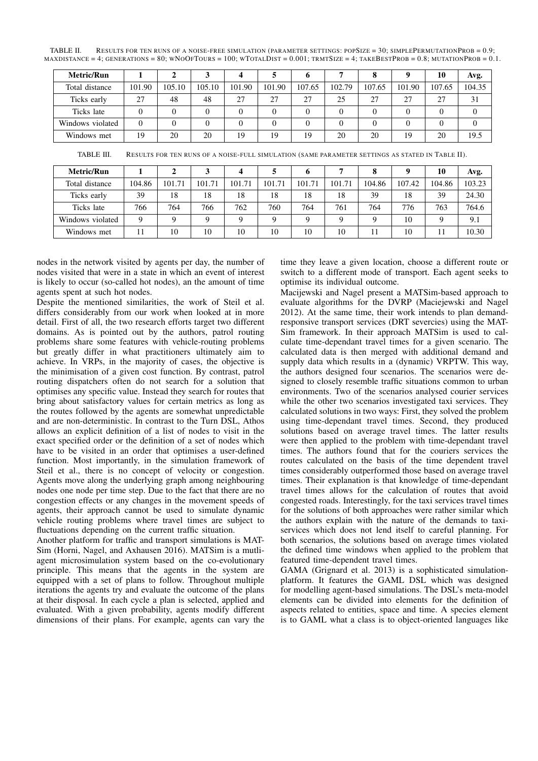TABLE II. Results for ten runs of a noise-free simulation (parameter settings: popSize = 30; simplePermutationProb = 0.9; maxDistance = 4; generations = 80; wNoOfTours = 100; wTotalDist = 0.001; trmtSize = 4; takeBestProb = 0.8; mutationProb = 0.1.

| Metric/Run | 1 | 2 | 3 | 4 | 5 | 6 | 7 | 8 | 9 | 10 | Avg. |
|---|---|---|---|---|---|---|---|---|---|---|---|
| Total distance | 101.90 | 105.10 | 105.10 | 101.90 | 101.90 | 107.65 | 102.79 | 107.65 | 101.90 | 107.65 | 104.35 |
| Ticks early | 27 | 48 | 48 | 27 | 27 | 27 | 25 | 27 | 27 | 27 | 31 |
| Ticks late | 0 | 0 | 0 | 0 | 0 | 0 | 0 | 0 | 0 | 0 | 0 |
| Windows violated | 0 | 0 | 0 | 0 | 0 | 0 | 0 | 0 | 0 | 0 | 0 |
| Windows met | 19 | 20 | 20 | 19 | 19 | 19 | 20 | 20 | 19 | 20 | 19.5 |

TABLE III. Results for ten runs of a noise-full simulation (same parameter settings as stated in Table II).

| Metric/Run | 1 | 2 | 3 | 4 | 5 | 6 | 7 | 8 | 9 | 10 | Avg. |
|---|---|---|---|---|---|---|---|---|---|---|---|
| Total distance | 104.86 | 101.71 | 101.71 | 101.71 | 101.71 | 101.71 | 101.71 | 104.86 | 107.42 | 104.86 | 103.23 |
| Ticks early | 39 | 18 | 18 | 18 | 18 | 18 | 18 | 39 | 18 | 39 | 24.30 |
| Ticks late | 766 | 764 | 766 | 762 | 760 | 764 | 761 | 764 | 776 | 763 | 764.6 |
| Windows violated | 9 | 9 | 9 | 9 | 9 | 9 | 9 | 9 | 10 | 9 | 9.1 |
| Windows met | 11 | 10 | 10 | 10 | 10 | 10 | 10 | 11 | 10 | 11 | 10.30 |

nodes in the network visited by agents per day, the number of nodes visited that were in a state in which an event of interest is likely to occur (so-called hot nodes), an the amount of time agents spent at such hot nodes.

Despite the mentioned similarities, the work of Steil et al. differs considerably from our work when looked at in more detail. First of all, the two research efforts target two different domains. As is pointed out by the authors, patrol routing problems share some features with vehicle-routing problems but greatly differ in what practitioners ultimately aim to achieve. In VRPs, in the majority of cases, the objective is the minimisation of a given cost function. By contrast, patrol routing dispatchers often do not search for a solution that optimises any specific value. Instead they search for routes that bring about satisfactory values for certain metrics as long as the routes followed by the agents are somewhat unpredictable and are non-deterministic. In contrast to the Turn DSL, Athos allows an explicit definition of a list of nodes to visit in the exact specified order or the definition of a set of nodes which have to be visited in an order that optimises a user-defined function. Most importantly, in the simulation framework of Steil et al., there is no concept of velocity or congestion. Agents move along the underlying graph among neighbouring nodes one node per time step. Due to the fact that there are no congestion effects or any changes in the movement speeds of agents, their approach cannot be used to simulate dynamic vehicle routing problems where travel times are subject to fluctuations depending on the current traffic situation.

Another platform for traffic and transport simulations is MATSim (Horni, Nagel, and Axhausen 2016). MATSim is a mutli-agent microsimulation system based on the co-evolutionary principle. This means that the agents in the system are equipped with a set of plans to follow. Throughout multiple iterations the agents try and evaluate the outcome of the plans at their disposal. In each cycle a plan is selected, applied and evaluated. With a given probability, agents modify different dimensions of their plans. For example, agents can vary the time they leave a given location, choose a different route or switch to a different mode of transport. Each agent seeks to optimise its individual outcome.

Macijewski and Nagel present a MATSim-based approach to evaluate algorithms for the DVRP (Maciejewski and Nagel 2012). At the same time, their work intends to plan demand-responsive transport services (DRT severcies) using the MATSim framework. In their approach MATSim is used to calculate time-dependant travel times for a given scenario. The calculated data is then merged with additional demand and supply data which results in a (dynamic) VRPTW. This way, the authors designed four scenarios. The scenarios were designed to closely resemble traffic situations common to urban environments. Two of the scenarios analysed courier services while the other two scenarios investigated taxi services. They calculated solutions in two ways: First, they solved the problem using time-dependant travel times. Second, they produced solutions based on average travel times. The latter results were then applied to the problem with time-dependant travel times. The authors found that for the couriers services the routes calculated on the basis of the time dependent travel times considerably outperformed those based on average travel times. Their explanation is that knowledge of time-dependant travel times allows for the calculation of routes that avoid congested roads. Interestingly, for the taxi services travel times for the solutions of both approaches were rather similar which the authors explain with the nature of the demands to taxi-services which does not lend itself to careful planning. For both scenarios, the solutions based on average times violated the defined time windows when applied to the problem that featured time-dependent travel times.

GAMA (Grignard et al. 2013) is a sophisticated simulation-platform. It features the GAML DSL which was designed for modelling agent-based simulations. The DSL's meta-model elements can be divided into elements for the definition of aspects related to entities, space and time. A species element is to GAML what a class is to object-oriented languages like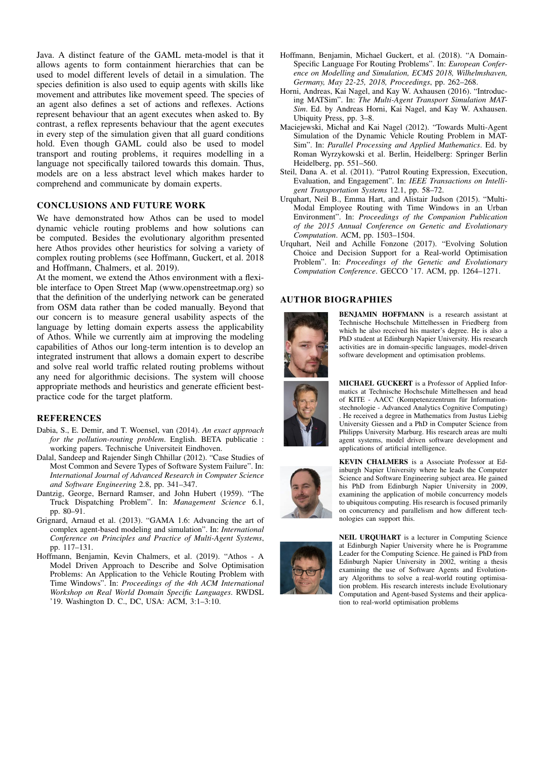Java. A distinct feature of the GAML meta-model is that it allows agents to form containment hierarchies that can be used to model different levels of detail in a simulation. The species definition is also used to equip agents with skills like movement and attributes like movement speed. The species of an agent also defines a set of actions and reflexes. Actions represent behaviour that an agent executes when asked to. By contrast, a reflex represents behaviour that the agent executes in every step of the simulation given that all guard conditions hold. Even though GAML could also be used to model transport and routing problems, it requires modelling in a language not specifically tailored towards this domain. Thus, models are on a less abstract level which makes harder to comprehend and communicate by domain experts.

## CONCLUSIONS AND FUTURE WORK

We have demonstrated how Athos can be used to model dynamic vehicle routing problems and how solutions can be computed. Besides the evolutionary algorithm presented here Athos provides other heuristics for solving a variety of complex routing problems (see Hoffmann, Guckert, et al. 2018 and Hoffmann, Chalmers, et al. 2019).

At the moment, we extend the Athos environment with a flexible interface to Open Street Map (www.openstreetmap.org) so that the definition of the underlying network can be generated from OSM data rather than be coded manually. Beyond that our concern is to measure general usability aspects of the language by letting domain experts assess the applicability of Athos. While we currently aim at improving the modeling capabilities of Athos our long-term intention is to develop an integrated instrument that allows a domain expert to describe and solve real world traffic related routing problems without any need for algorithmic decisions. The system will choose appropriate methods and heuristics and generate efficient best-practice code for the target platform.

## REFERENCES

Dabia, S., E. Demir, and T. Woensel, van (2014). *An exact approach for the pollution-routing problem*. English. BETA publicatie : working papers. Technische Universiteit Eindhoven.

Dalal, Sandeep and Rajender Singh Chhillar (2012). "Case Studies of Most Common and Severe Types of Software System Failure". In: *International Journal of Advanced Research in Computer Science and Software Engineering* 2.8, pp. 341–347.

Dantzig, George, Bernard Ramser, and John Hubert (1959). "The Truck Dispatching Problem". In: *Management Science* 6.1, pp. 80–91.

Grignard, Arnaud et al. (2013). "GAMA 1.6: Advancing the art of complex agent-based modeling and simulation". In: *International Conference on Principles and Practice of Multi-Agent Systems*, pp. 117–131.

Hoffmann, Benjamin, Kevin Chalmers, et al. (2019). "Athos - A Model Driven Approach to Describe and Solve Optimisation Problems: An Application to the Vehicle Routing Problem with Time Windows". In: *Proceedings of the 4th ACM International Workshop on Real World Domain Specific Languages*. RWDSL '19. Washington D. C., DC, USA: ACM, 3:1–3:10.

Hoffmann, Benjamin, Michael Guckert, et al. (2018). "A Domain-Specific Language For Routing Problems". In: *European Conference on Modelling and Simulation, ECMS 2018, Wilhelmshaven, Germany, May 22-25, 2018, Proceedings*, pp. 262–268.

Horni, Andreas, Kai Nagel, and Kay W. Axhausen (2016). "Introducing MATSim". In: *The Multi-Agent Transport Simulation MATSim*. Ed. by Andreas Horni, Kai Nagel, and Kay W. Axhausen. Ubiquity Press, pp. 3–8.

Maciejewski, Michał and Kai Nagel (2012). "Towards Multi-Agent Simulation of the Dynamic Vehicle Routing Problem in MATSim". In: *Parallel Processing and Applied Mathematics*. Ed. by Roman Wyrzykowski et al. Berlin, Heidelberg: Springer Berlin Heidelberg, pp. 551–560.

Steil, Dana A. et al. (2011). "Patrol Routing Expression, Execution, Evaluation, and Engagement". In: *IEEE Transactions on Intelligent Transportation Systems* 12.1, pp. 58–72.

Urquhart, Neil B., Emma Hart, and Alistair Judson (2015). "Multi-Modal Employee Routing with Time Windows in an Urban Environment". In: *Proceedings of the Companion Publication of the 2015 Annual Conference on Genetic and Evolutionary Computation*. ACM, pp. 1503–1504.

Urquhart, Neil and Achille Fonzone (2017). "Evolving Solution Choice and Decision Support for a Real-world Optimisation Problem". In: *Proceedings of the Genetic and Evolutionary Computation Conference*. GECCO '17. ACM, pp. 1264–1271.

## AUTHOR BIOGRAPHIES

**BENJAMIN HOFFMANN** is a research assistant at Technische Hochschule Mittelhessen in Friedberg from which he also received his master's degree. He is also a PhD student at Edinburgh Napier University. His research activities are in domain-specific languages, model-driven software development and optimisation problems.

**MICHAEL GUCKERT** is a Professor of Applied Informatics at Technische Hochschule Mittelhessen and head of KITE - AACC (Kompetenzzentrum für Informationstechnologie - Advanced Analytics Cognitive Computing) . He received a degree in Mathematics from Justus Liebig University Giessen and a PhD in Computer Science from Philipps University Marburg. His research areas are multi agent systems, model driven software development and applications of artificial intelligence.

**KEVIN CHALMERS** is a Associate Professor at Edinburgh Napier University where he leads the Computer Science and Software Engineering subject area. He gained his PhD from Edinburgh Napier University in 2009, examining the application of mobile concurrency models to ubiquitous computing. His research is focused primarily on concurrency and parallelism and how different technologies can support this.

**NEIL URQUHART** is a lecturer in Computing Science at Edinburgh Napier University where he is Programme Leader for the Computing Science. He gained is PhD from Edinburgh Napier University in 2002, writing a thesis examining the use of Software Agents and Evolutionary Algorithms to solve a real-world routing optimisation problem. His research interests include Evolutionary Computation and Agent-based Systems and their application to real-world optimisation problems